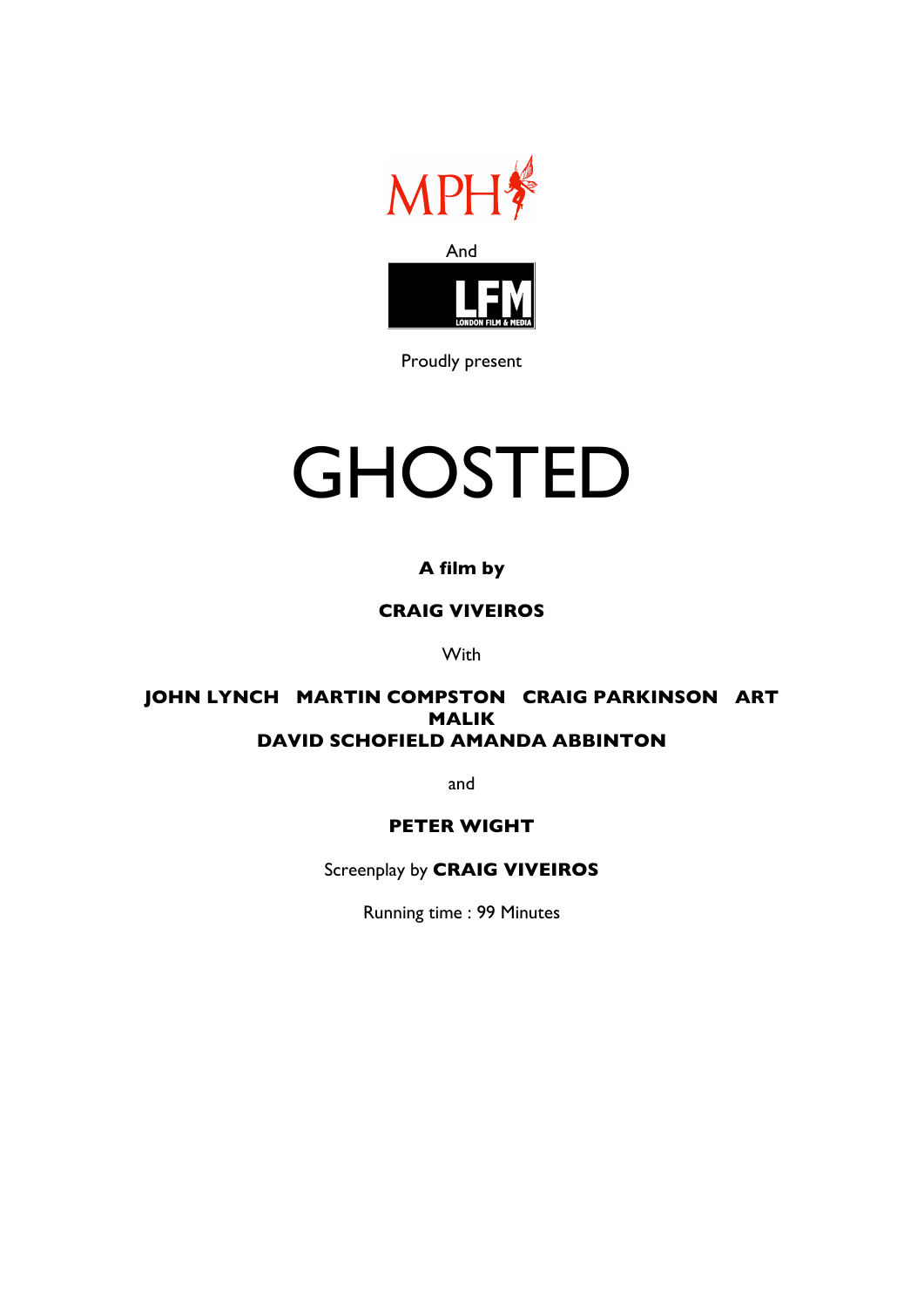MPH

And

LFM
LONDON FILM & MEDIA

Proudly present

# GHOSTED

**A film by**

**CRAIG VIVEIROS**

With

**JOHN LYNCH   MARTIN COMPSTON   CRAIG PARKINSON   ART MALIK**
**DAVID SCHOFIELD AMANDA ABBINTON**

and

**PETER WIGHT**

Screenplay by **CRAIG VIVEIROS**

Running time : 99 Minutes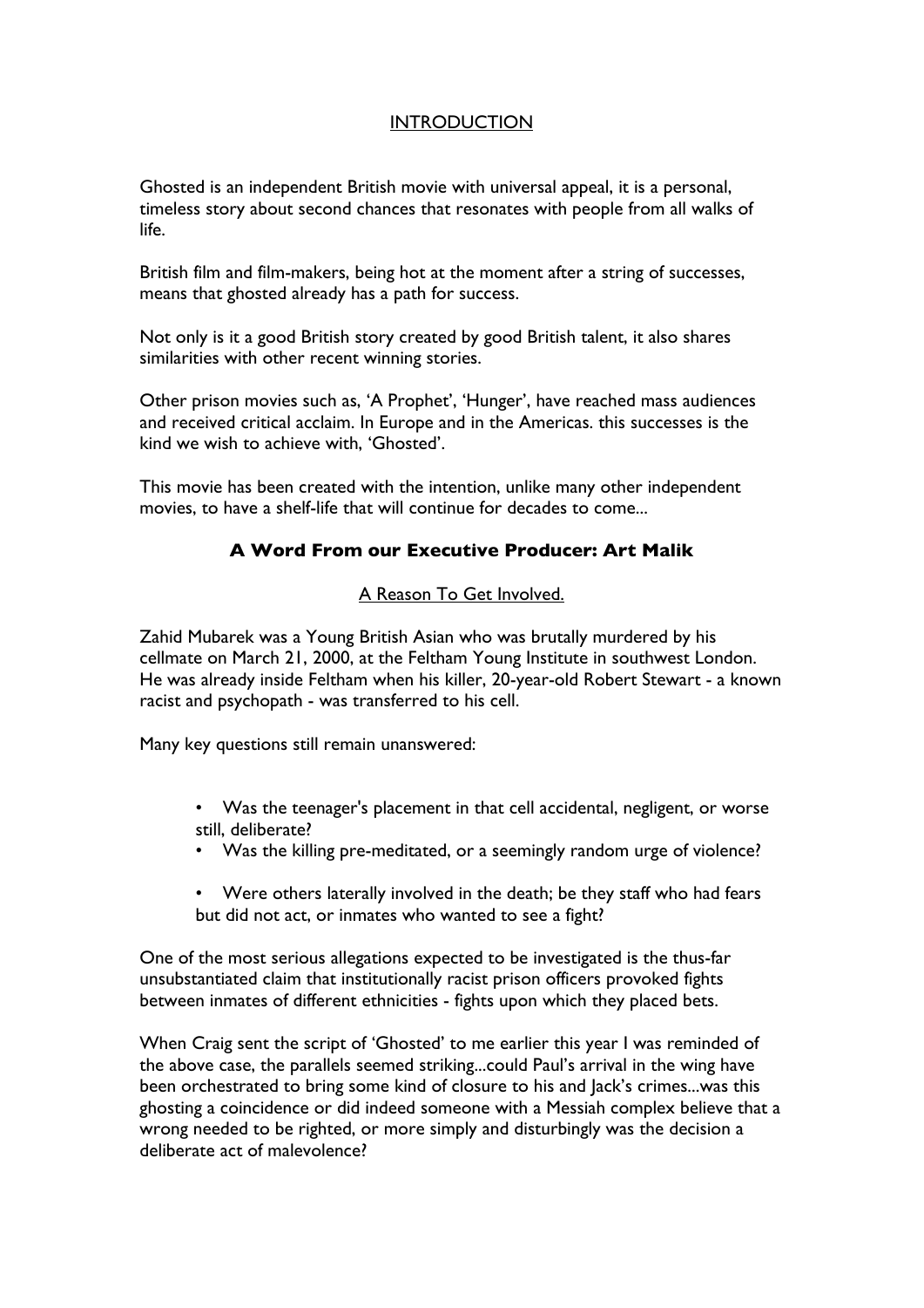## INTRODUCTION

Ghosted is an independent British movie with universal appeal, it is a personal, timeless story about second chances that resonates with people from all walks of life.

British film and film-makers, being hot at the moment after a string of successes, means that ghosted already has a path for success.

Not only is it a good British story created by good British talent, it also shares similarities with other recent winning stories.

Other prison movies such as, 'A Prophet', 'Hunger', have reached mass audiences and received critical acclaim. In Europe and in the Americas. this successes is the kind we wish to achieve with, 'Ghosted'.

This movie has been created with the intention, unlike many other independent movies, to have a shelf-life that will continue for decades to come...

### A Word From our Executive Producer: Art Malik

A Reason To Get Involved.

Zahid Mubarek was a Young British Asian who was brutally murdered by his cellmate on March 21, 2000, at the Feltham Young Institute in southwest London. He was already inside Feltham when his killer, 20-year-old Robert Stewart - a known racist and psychopath - was transferred to his cell.

Many key questions still remain unanswered:

- Was the teenager's placement in that cell accidental, negligent, or worse still, deliberate?
- Was the killing pre-meditated, or a seemingly random urge of violence?
- Were others laterally involved in the death; be they staff who had fears but did not act, or inmates who wanted to see a fight?

One of the most serious allegations expected to be investigated is the thus-far unsubstantiated claim that institutionally racist prison officers provoked fights between inmates of different ethnicities - fights upon which they placed bets.

When Craig sent the script of 'Ghosted' to me earlier this year I was reminded of the above case, the parallels seemed striking...could Paul's arrival in the wing have been orchestrated to bring some kind of closure to his and Jack's crimes...was this ghosting a coincidence or did indeed someone with a Messiah complex believe that a wrong needed to be righted, or more simply and disturbingly was the decision a deliberate act of malevolence?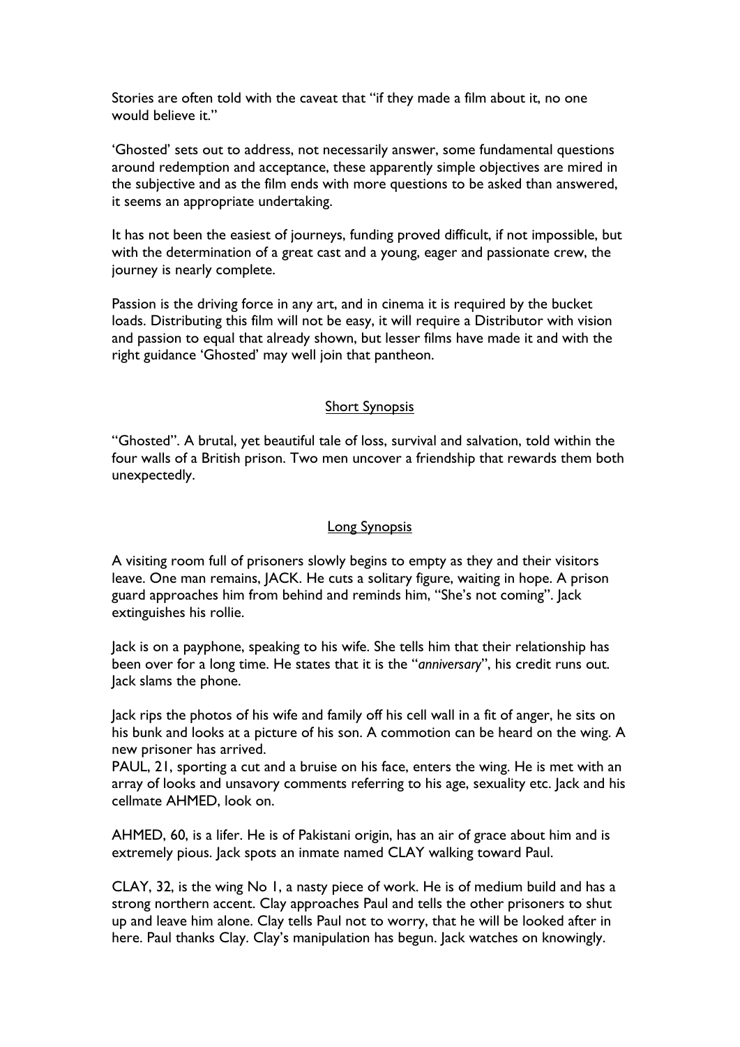Stories are often told with the caveat that "if they made a film about it, no one would believe it."

'Ghosted' sets out to address, not necessarily answer, some fundamental questions around redemption and acceptance, these apparently simple objectives are mired in the subjective and as the film ends with more questions to be asked than answered, it seems an appropriate undertaking.

It has not been the easiest of journeys, funding proved difficult, if not impossible, but with the determination of a great cast and a young, eager and passionate crew, the journey is nearly complete.

Passion is the driving force in any art, and in cinema it is required by the bucket loads. Distributing this film will not be easy, it will require a Distributor with vision and passion to equal that already shown, but lesser films have made it and with the right guidance 'Ghosted' may well join that pantheon.

## Short Synopsis

"Ghosted". A brutal, yet beautiful tale of loss, survival and salvation, told within the four walls of a British prison. Two men uncover a friendship that rewards them both unexpectedly.

## Long Synopsis

A visiting room full of prisoners slowly begins to empty as they and their visitors leave. One man remains, JACK. He cuts a solitary figure, waiting in hope. A prison guard approaches him from behind and reminds him, "She's not coming". Jack extinguishes his rollie.

Jack is on a payphone, speaking to his wife. She tells him that their relationship has been over for a long time. He states that it is the "*anniversary*", his credit runs out. Jack slams the phone.

Jack rips the photos of his wife and family off his cell wall in a fit of anger, he sits on his bunk and looks at a picture of his son. A commotion can be heard on the wing. A new prisoner has arrived.

PAUL, 21, sporting a cut and a bruise on his face, enters the wing. He is met with an array of looks and unsavory comments referring to his age, sexuality etc. Jack and his cellmate AHMED, look on.

AHMED, 60, is a lifer. He is of Pakistani origin, has an air of grace about him and is extremely pious. Jack spots an inmate named CLAY walking toward Paul.

CLAY, 32, is the wing No 1, a nasty piece of work. He is of medium build and has a strong northern accent. Clay approaches Paul and tells the other prisoners to shut up and leave him alone. Clay tells Paul not to worry, that he will be looked after in here. Paul thanks Clay. Clay's manipulation has begun. Jack watches on knowingly.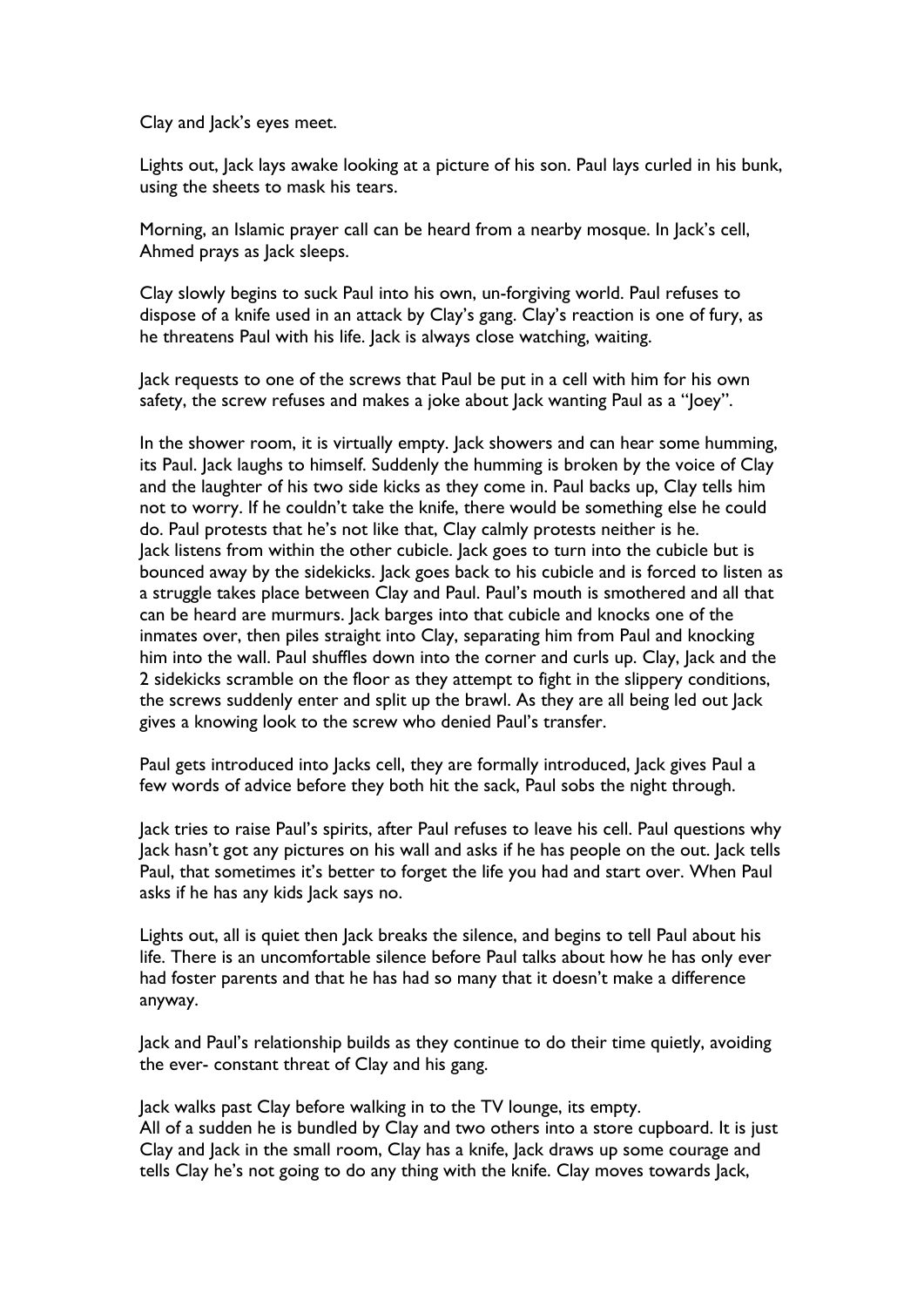Clay and Jack's eyes meet.

Lights out, Jack lays awake looking at a picture of his son. Paul lays curled in his bunk, using the sheets to mask his tears.

Morning, an Islamic prayer call can be heard from a nearby mosque. In Jack's cell, Ahmed prays as Jack sleeps.

Clay slowly begins to suck Paul into his own, un-forgiving world. Paul refuses to dispose of a knife used in an attack by Clay's gang. Clay's reaction is one of fury, as he threatens Paul with his life. Jack is always close watching, waiting.

Jack requests to one of the screws that Paul be put in a cell with him for his own safety, the screw refuses and makes a joke about Jack wanting Paul as a "Joey".

In the shower room, it is virtually empty. Jack showers and can hear some humming, its Paul. Jack laughs to himself. Suddenly the humming is broken by the voice of Clay and the laughter of his two side kicks as they come in. Paul backs up, Clay tells him not to worry. If he couldn't take the knife, there would be something else he could do. Paul protests that he's not like that, Clay calmly protests neither is he.
Jack listens from within the other cubicle. Jack goes to turn into the cubicle but is bounced away by the sidekicks. Jack goes back to his cubicle and is forced to listen as a struggle takes place between Clay and Paul. Paul's mouth is smothered and all that can be heard are murmurs. Jack barges into that cubicle and knocks one of the inmates over, then piles straight into Clay, separating him from Paul and knocking him into the wall. Paul shuffles down into the corner and curls up. Clay, Jack and the 2 sidekicks scramble on the floor as they attempt to fight in the slippery conditions, the screws suddenly enter and split up the brawl. As they are all being led out Jack gives a knowing look to the screw who denied Paul's transfer.

Paul gets introduced into Jacks cell, they are formally introduced, Jack gives Paul a few words of advice before they both hit the sack, Paul sobs the night through.

Jack tries to raise Paul's spirits, after Paul refuses to leave his cell. Paul questions why Jack hasn't got any pictures on his wall and asks if he has people on the out. Jack tells Paul, that sometimes it's better to forget the life you had and start over. When Paul asks if he has any kids Jack says no.

Lights out, all is quiet then Jack breaks the silence, and begins to tell Paul about his life. There is an uncomfortable silence before Paul talks about how he has only ever had foster parents and that he has had so many that it doesn't make a difference anyway.

Jack and Paul's relationship builds as they continue to do their time quietly, avoiding the ever- constant threat of Clay and his gang.

Jack walks past Clay before walking in to the TV lounge, its empty.
All of a sudden he is bundled by Clay and two others into a store cupboard. It is just Clay and Jack in the small room, Clay has a knife, Jack draws up some courage and tells Clay he's not going to do any thing with the knife. Clay moves towards Jack,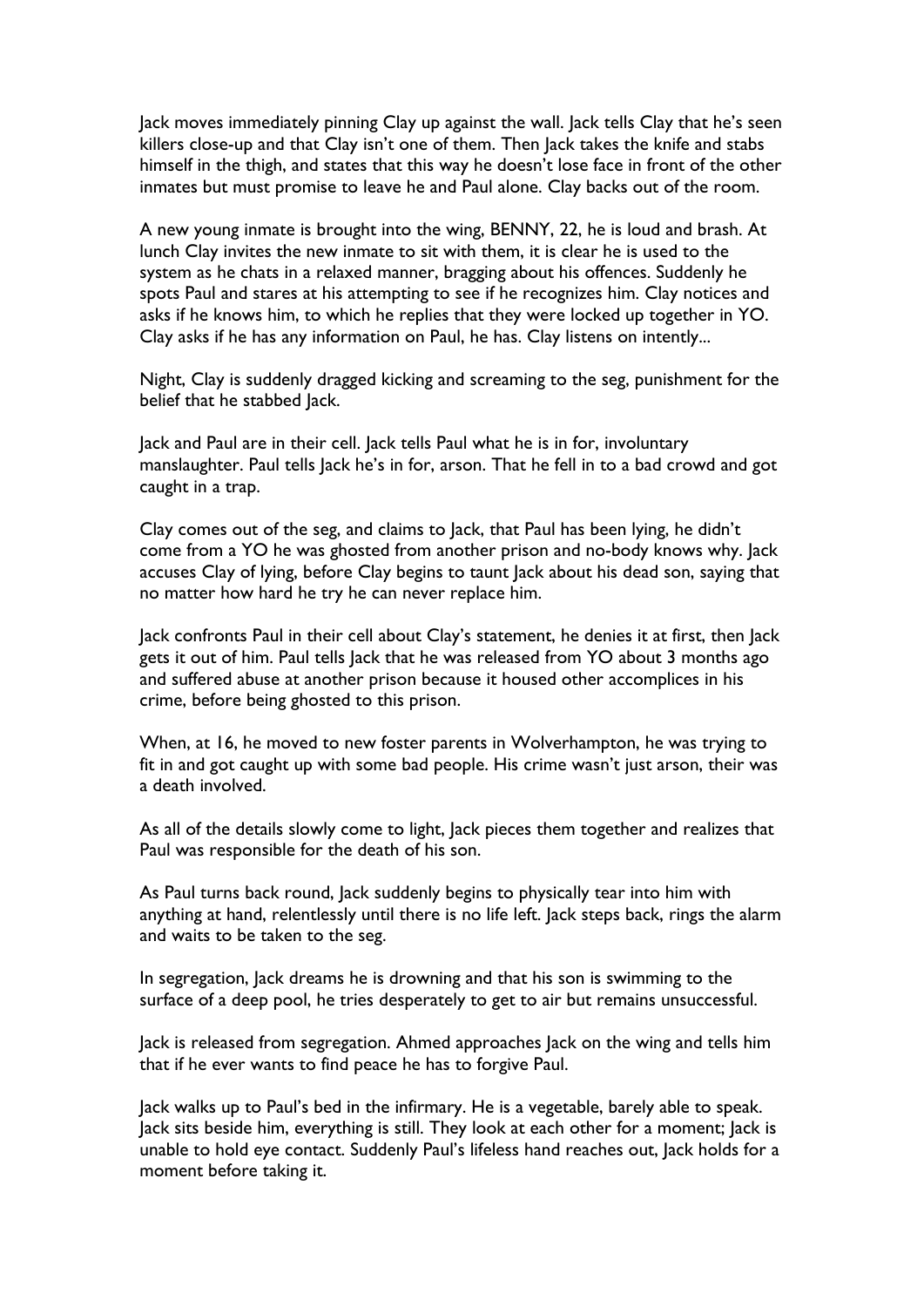Jack moves immediately pinning Clay up against the wall. Jack tells Clay that he's seen killers close-up and that Clay isn't one of them. Then Jack takes the knife and stabs himself in the thigh, and states that this way he doesn't lose face in front of the other inmates but must promise to leave he and Paul alone. Clay backs out of the room.

A new young inmate is brought into the wing, BENNY, 22, he is loud and brash. At lunch Clay invites the new inmate to sit with them, it is clear he is used to the system as he chats in a relaxed manner, bragging about his offences. Suddenly he spots Paul and stares at his attempting to see if he recognizes him. Clay notices and asks if he knows him, to which he replies that they were locked up together in YO. Clay asks if he has any information on Paul, he has. Clay listens on intently...

Night, Clay is suddenly dragged kicking and screaming to the seg, punishment for the belief that he stabbed Jack.

Jack and Paul are in their cell. Jack tells Paul what he is in for, involuntary manslaughter. Paul tells Jack he's in for, arson. That he fell in to a bad crowd and got caught in a trap.

Clay comes out of the seg, and claims to Jack, that Paul has been lying, he didn't come from a YO he was ghosted from another prison and no-body knows why. Jack accuses Clay of lying, before Clay begins to taunt Jack about his dead son, saying that no matter how hard he try he can never replace him.

Jack confronts Paul in their cell about Clay's statement, he denies it at first, then Jack gets it out of him. Paul tells Jack that he was released from YO about 3 months ago and suffered abuse at another prison because it housed other accomplices in his crime, before being ghosted to this prison.

When, at 16, he moved to new foster parents in Wolverhampton, he was trying to fit in and got caught up with some bad people. His crime wasn't just arson, their was a death involved.

As all of the details slowly come to light, Jack pieces them together and realizes that Paul was responsible for the death of his son.

As Paul turns back round, Jack suddenly begins to physically tear into him with anything at hand, relentlessly until there is no life left. Jack steps back, rings the alarm and waits to be taken to the seg.

In segregation, Jack dreams he is drowning and that his son is swimming to the surface of a deep pool, he tries desperately to get to air but remains unsuccessful.

Jack is released from segregation. Ahmed approaches Jack on the wing and tells him that if he ever wants to find peace he has to forgive Paul.

Jack walks up to Paul's bed in the infirmary. He is a vegetable, barely able to speak. Jack sits beside him, everything is still. They look at each other for a moment; Jack is unable to hold eye contact. Suddenly Paul's lifeless hand reaches out, Jack holds for a moment before taking it.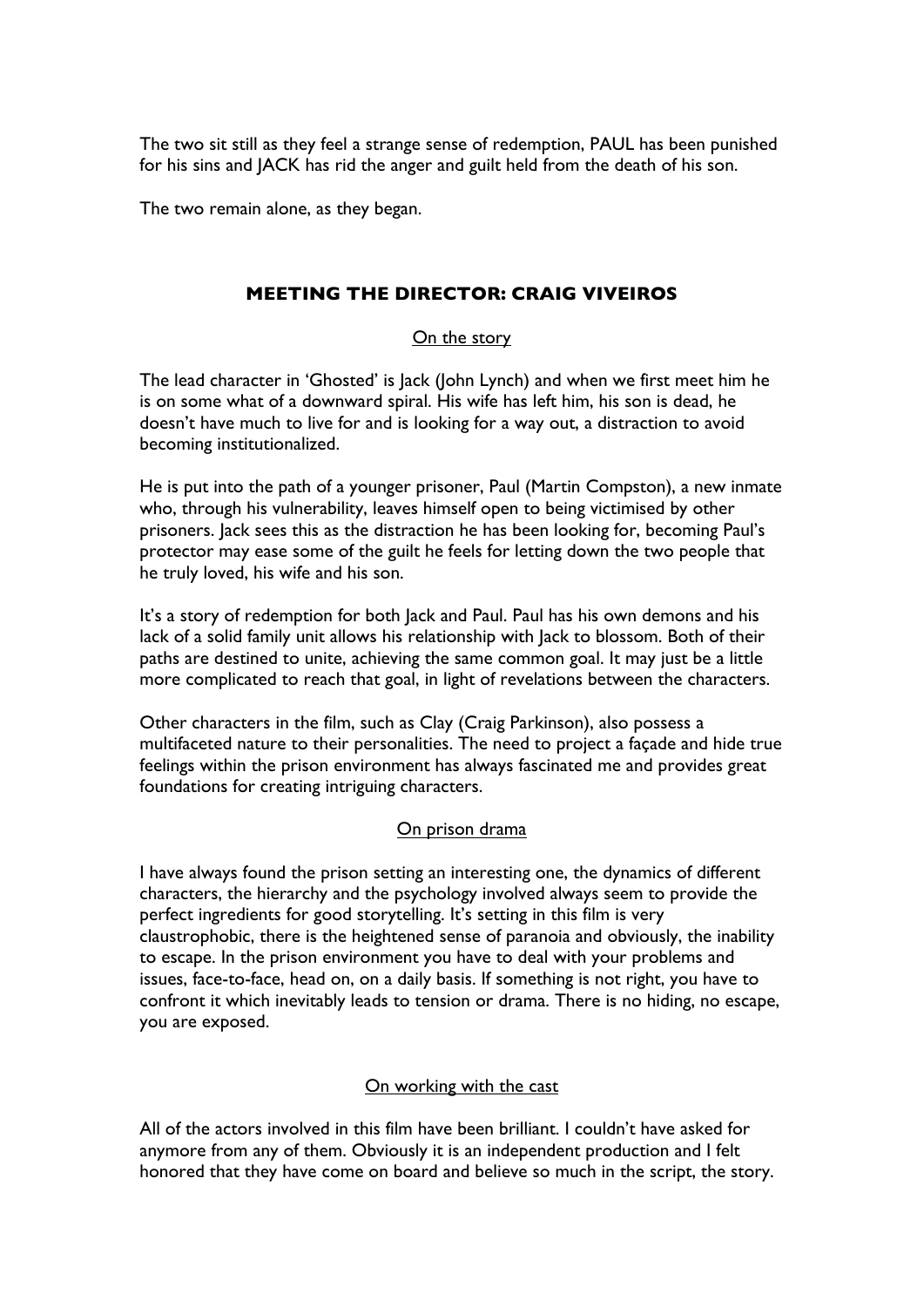The two sit still as they feel a strange sense of redemption, PAUL has been punished for his sins and JACK has rid the anger and guilt held from the death of his son.

The two remain alone, as they began.

## MEETING THE DIRECTOR: CRAIG VIVEIROS

### On the story

The lead character in 'Ghosted' is Jack (John Lynch) and when we first meet him he is on some what of a downward spiral. His wife has left him, his son is dead, he doesn't have much to live for and is looking for a way out, a distraction to avoid becoming institutionalized.

He is put into the path of a younger prisoner, Paul (Martin Compston), a new inmate who, through his vulnerability, leaves himself open to being victimised by other prisoners. Jack sees this as the distraction he has been looking for, becoming Paul's protector may ease some of the guilt he feels for letting down the two people that he truly loved, his wife and his son.

It's a story of redemption for both Jack and Paul. Paul has his own demons and his lack of a solid family unit allows his relationship with Jack to blossom. Both of their paths are destined to unite, achieving the same common goal. It may just be a little more complicated to reach that goal, in light of revelations between the characters.

Other characters in the film, such as Clay (Craig Parkinson), also possess a multifaceted nature to their personalities. The need to project a façade and hide true feelings within the prison environment has always fascinated me and provides great foundations for creating intriguing characters.

### On prison drama

I have always found the prison setting an interesting one, the dynamics of different characters, the hierarchy and the psychology involved always seem to provide the perfect ingredients for good storytelling. It's setting in this film is very claustrophobic, there is the heightened sense of paranoia and obviously, the inability to escape. In the prison environment you have to deal with your problems and issues, face-to-face, head on, on a daily basis. If something is not right, you have to confront it which inevitably leads to tension or drama. There is no hiding, no escape, you are exposed.

### On working with the cast

All of the actors involved in this film have been brilliant. I couldn't have asked for anymore from any of them. Obviously it is an independent production and I felt honored that they have come on board and believe so much in the script, the story.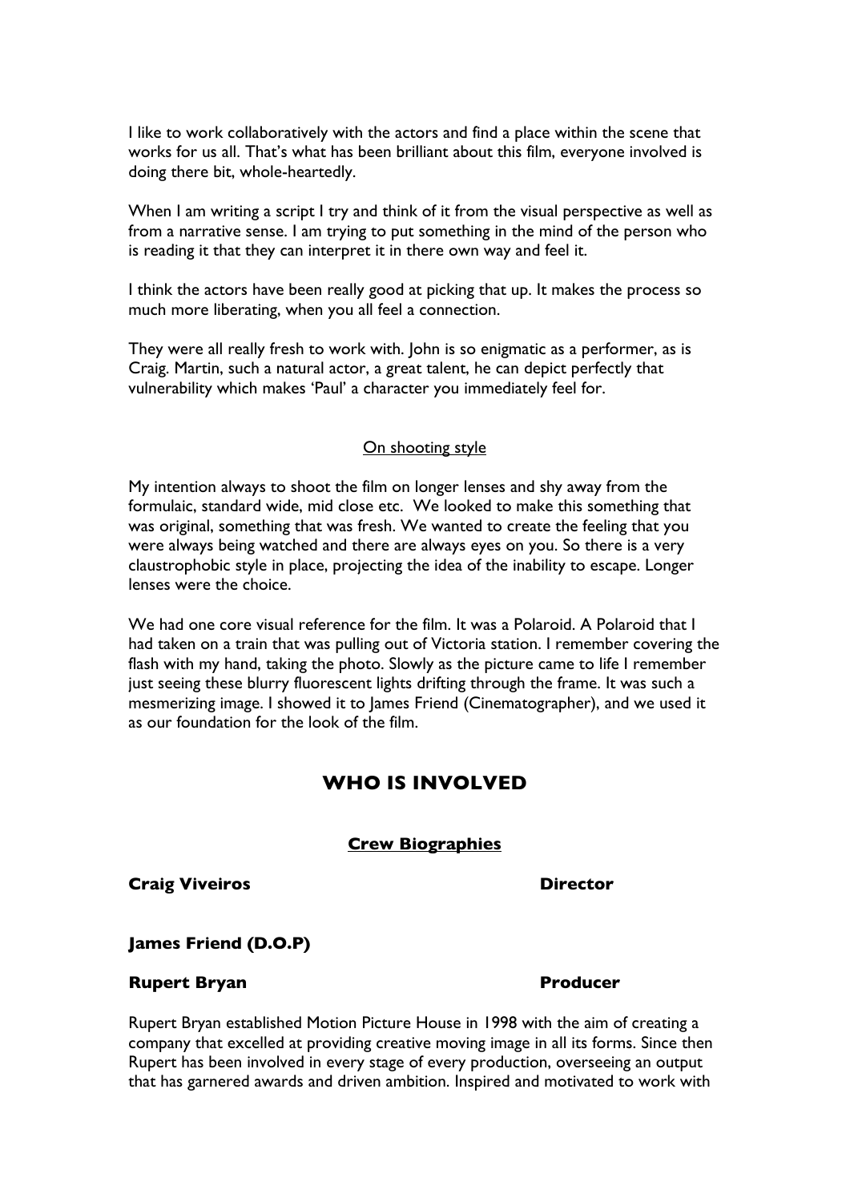I like to work collaboratively with the actors and find a place within the scene that works for us all. That's what has been brilliant about this film, everyone involved is doing there bit, whole-heartedly.

When I am writing a script I try and think of it from the visual perspective as well as from a narrative sense. I am trying to put something in the mind of the person who is reading it that they can interpret it in there own way and feel it.

I think the actors have been really good at picking that up. It makes the process so much more liberating, when you all feel a connection.

They were all really fresh to work with. John is so enigmatic as a performer, as is Craig. Martin, such a natural actor, a great talent, he can depict perfectly that vulnerability which makes 'Paul' a character you immediately feel for.

<u>On shooting style</u>

My intention always to shoot the film on longer lenses and shy away from the formulaic, standard wide, mid close etc. We looked to make this something that was original, something that was fresh. We wanted to create the feeling that you were always being watched and there are always eyes on you. So there is a very claustrophobic style in place, projecting the idea of the inability to escape. Longer lenses were the choice.

We had one core visual reference for the film. It was a Polaroid. A Polaroid that I had taken on a train that was pulling out of Victoria station. I remember covering the flash with my hand, taking the photo. Slowly as the picture came to life I remember just seeing these blurry fluorescent lights drifting through the frame. It was such a mesmerizing image. I showed it to James Friend (Cinematographer), and we used it as our foundation for the look of the film.

## WHO IS INVOLVED

### Crew Biographies

**Craig Viveiros** **Director**

**James Friend (D.O.P)**

**Rupert Bryan** **Producer**

Rupert Bryan established Motion Picture House in 1998 with the aim of creating a company that excelled at providing creative moving image in all its forms. Since then Rupert has been involved in every stage of every production, overseeing an output that has garnered awards and driven ambition. Inspired and motivated to work with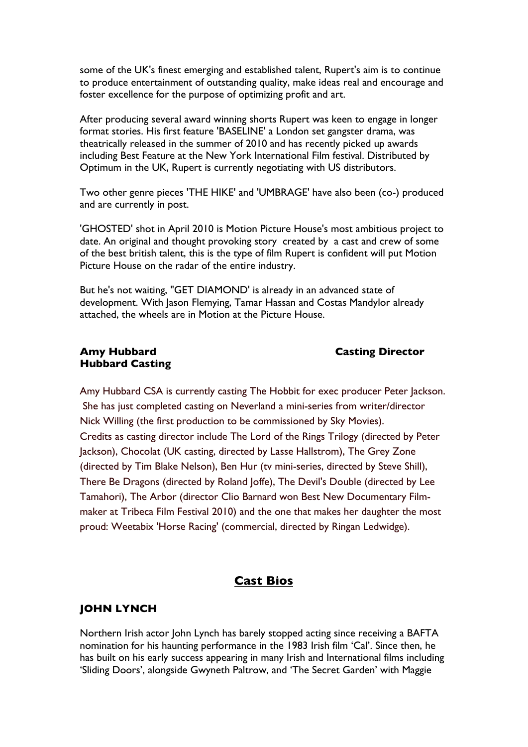some of the UK's finest emerging and established talent, Rupert's aim is to continue to produce entertainment of outstanding quality, make ideas real and encourage and foster excellence for the purpose of optimizing profit and art.

After producing several award winning shorts Rupert was keen to engage in longer format stories. His first feature 'BASELINE' a London set gangster drama, was theatrically released in the summer of 2010 and has recently picked up awards including Best Feature at the New York International Film festival. Distributed by Optimum in the UK, Rupert is currently negotiating with US distributors.

Two other genre pieces 'THE HIKE' and 'UMBRAGE' have also been (co-) produced and are currently in post.

'GHOSTED' shot in April 2010 is Motion Picture House's most ambitious project to date. An original and thought provoking story created by a cast and crew of some of the best british talent, this is the type of film Rupert is confident will put Motion Picture House on the radar of the entire industry.

But he's not waiting, "GET DIAMOND' is already in an advanced state of development. With Jason Flemying, Tamar Hassan and Costas Mandylor already attached, the wheels are in Motion at the Picture House.

**Amy Hubbard** **Casting Director**
**Hubbard Casting**

Amy Hubbard CSA is currently casting The Hobbit for exec producer Peter Jackson. She has just completed casting on Neverland a mini-series from writer/director Nick Willing (the first production to be commissioned by Sky Movies). Credits as casting director include The Lord of the Rings Trilogy (directed by Peter Jackson), Chocolat (UK casting, directed by Lasse Hallstrom), The Grey Zone (directed by Tim Blake Nelson), Ben Hur (tv mini-series, directed by Steve Shill), There Be Dragons (directed by Roland Joffe), The Devil's Double (directed by Lee Tamahori), The Arbor (director Clio Barnard won Best New Documentary Film-maker at Tribeca Film Festival 2010) and the one that makes her daughter the most proud: Weetabix 'Horse Racing' (commercial, directed by Ringan Ledwidge).

## Cast Bios

### JOHN LYNCH

Northern Irish actor John Lynch has barely stopped acting since receiving a BAFTA nomination for his haunting performance in the 1983 Irish film 'Cal'. Since then, he has built on his early success appearing in many Irish and International films including 'Sliding Doors', alongside Gwyneth Paltrow, and 'The Secret Garden' with Maggie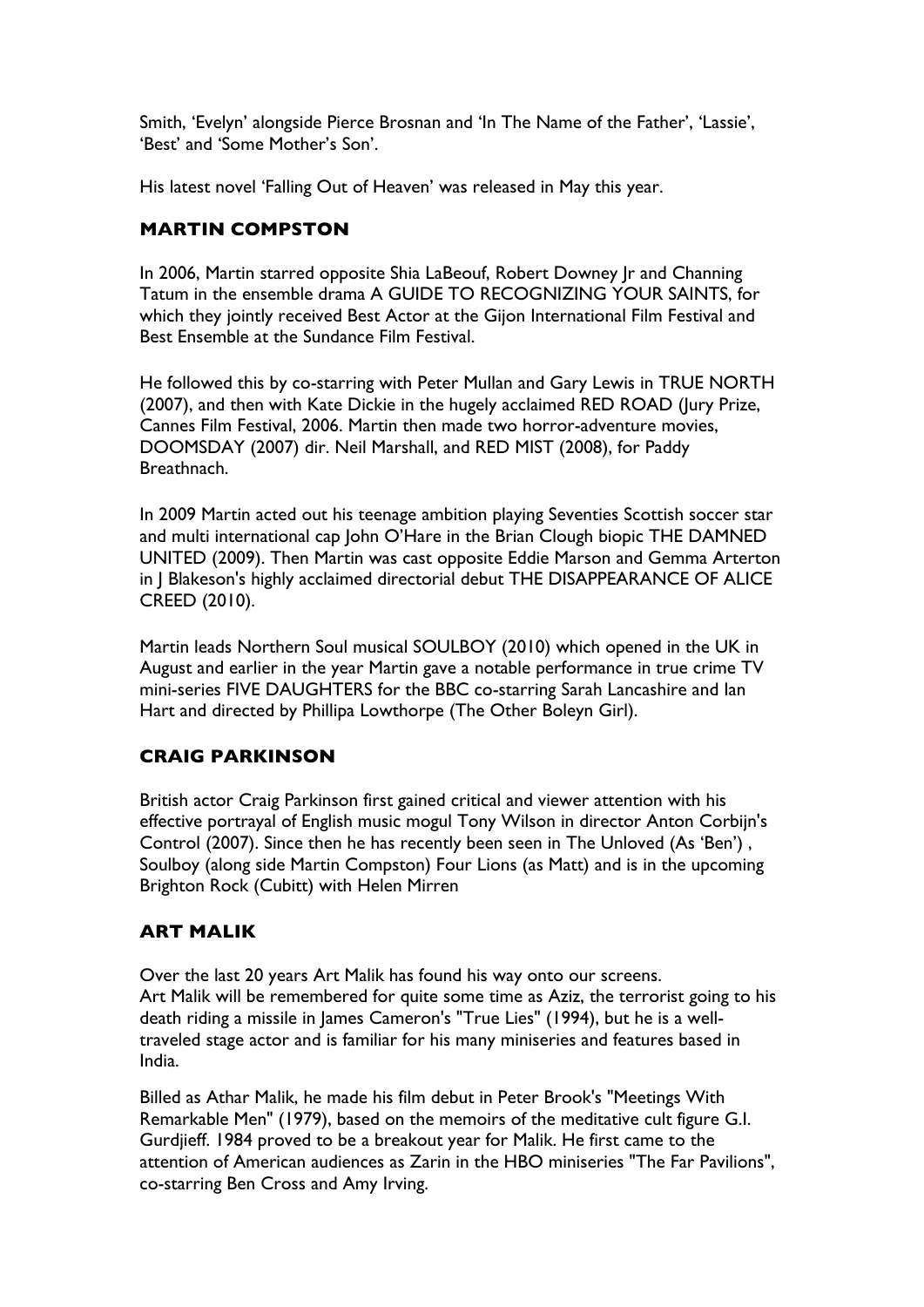Smith, 'Evelyn' alongside Pierce Brosnan and 'In The Name of the Father', 'Lassie', 'Best' and 'Some Mother's Son'.

His latest novel 'Falling Out of Heaven' was released in May this year.

## MARTIN COMPSTON

In 2006, Martin starred opposite Shia LaBeouf, Robert Downey Jr and Channing Tatum in the ensemble drama A GUIDE TO RECOGNIZING YOUR SAINTS, for which they jointly received Best Actor at the Gijon International Film Festival and Best Ensemble at the Sundance Film Festival.

He followed this by co-starring with Peter Mullan and Gary Lewis in TRUE NORTH (2007), and then with Kate Dickie in the hugely acclaimed RED ROAD (Jury Prize, Cannes Film Festival, 2006. Martin then made two horror-adventure movies, DOOMSDAY (2007) dir. Neil Marshall, and RED MIST (2008), for Paddy Breathnach.

In 2009 Martin acted out his teenage ambition playing Seventies Scottish soccer star and multi international cap John O'Hare in the Brian Clough biopic THE DAMNED UNITED (2009). Then Martin was cast opposite Eddie Marson and Gemma Arterton in J Blakeson's highly acclaimed directorial debut THE DISAPPEARANCE OF ALICE CREED (2010).

Martin leads Northern Soul musical SOULBOY (2010) which opened in the UK in August and earlier in the year Martin gave a notable performance in true crime TV mini-series FIVE DAUGHTERS for the BBC co-starring Sarah Lancashire and Ian Hart and directed by Phillipa Lowthorpe (The Other Boleyn Girl).

## CRAIG PARKINSON

British actor Craig Parkinson first gained critical and viewer attention with his effective portrayal of English music mogul Tony Wilson in director Anton Corbijn's Control (2007). Since then he has recently been seen in The Unloved (As 'Ben') , Soulboy (along side Martin Compston) Four Lions (as Matt) and is in the upcoming Brighton Rock (Cubitt) with Helen Mirren

## ART MALIK

Over the last 20 years Art Malik has found his way onto our screens.
Art Malik will be remembered for quite some time as Aziz, the terrorist going to his death riding a missile in James Cameron's "True Lies" (1994), but he is a well-traveled stage actor and is familiar for his many miniseries and features based in India.

Billed as Athar Malik, he made his film debut in Peter Brook's "Meetings With Remarkable Men" (1979), based on the memoirs of the meditative cult figure G.I. Gurdjieff. 1984 proved to be a breakout year for Malik. He first came to the attention of American audiences as Zarin in the HBO miniseries "The Far Pavilions", co-starring Ben Cross and Amy Irving.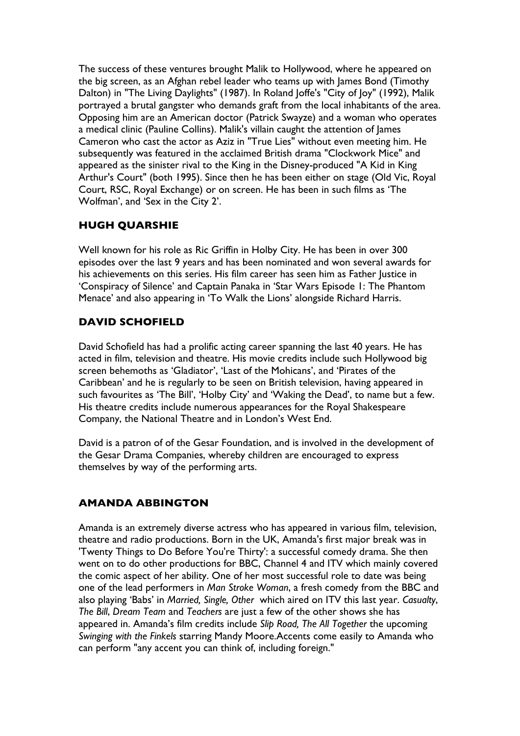The success of these ventures brought Malik to Hollywood, where he appeared on the big screen, as an Afghan rebel leader who teams up with James Bond (Timothy Dalton) in "The Living Daylights" (1987). In Roland Joffe's "City of Joy" (1992), Malik portrayed a brutal gangster who demands graft from the local inhabitants of the area. Opposing him are an American doctor (Patrick Swayze) and a woman who operates a medical clinic (Pauline Collins). Malik's villain caught the attention of James Cameron who cast the actor as Aziz in "True Lies" without even meeting him. He subsequently was featured in the acclaimed British drama "Clockwork Mice" and appeared as the sinister rival to the King in the Disney-produced "A Kid in King Arthur's Court" (both 1995). Since then he has been either on stage (Old Vic, Royal Court, RSC, Royal Exchange) or on screen. He has been in such films as 'The Wolfman', and 'Sex in the City 2'.

## HUGH QUARSHIE

Well known for his role as Ric Griffin in Holby City. He has been in over 300 episodes over the last 9 years and has been nominated and won several awards for his achievements on this series. His film career has seen him as Father Justice in 'Conspiracy of Silence' and Captain Panaka in 'Star Wars Episode 1: The Phantom Menace' and also appearing in 'To Walk the Lions' alongside Richard Harris.

## DAVID SCHOFIELD

David Schofield has had a prolific acting career spanning the last 40 years. He has acted in film, television and theatre. His movie credits include such Hollywood big screen behemoths as 'Gladiator', 'Last of the Mohicans', and 'Pirates of the Caribbean' and he is regularly to be seen on British television, having appeared in such favourites as 'The Bill', 'Holby City' and 'Waking the Dead', to name but a few. His theatre credits include numerous appearances for the Royal Shakespeare Company, the National Theatre and in London's West End.

David is a patron of of the Gesar Foundation, and is involved in the development of the Gesar Drama Companies, whereby children are encouraged to express themselves by way of the performing arts.

## AMANDA ABBINGTON

Amanda is an extremely diverse actress who has appeared in various film, television, theatre and radio productions. Born in the UK, Amanda's first major break was in 'Twenty Things to Do Before You're Thirty': a successful comedy drama. She then went on to do other productions for BBC, Channel 4 and ITV which mainly covered the comic aspect of her ability. One of her most successful role to date was being one of the lead performers in *Man Stroke Woman*, a fresh comedy from the BBC and also playing 'Babs' in *Married, Single, Other* which aired on ITV this last year. *Casualty*, *The Bill*, *Dream Team* and *Teachers* are just a few of the other shows she has appeared in. Amanda's film credits include *Slip Road, The All Together* the upcoming *Swinging with the Finkels* starring Mandy Moore.Accents come easily to Amanda who can perform "any accent you can think of, including foreign."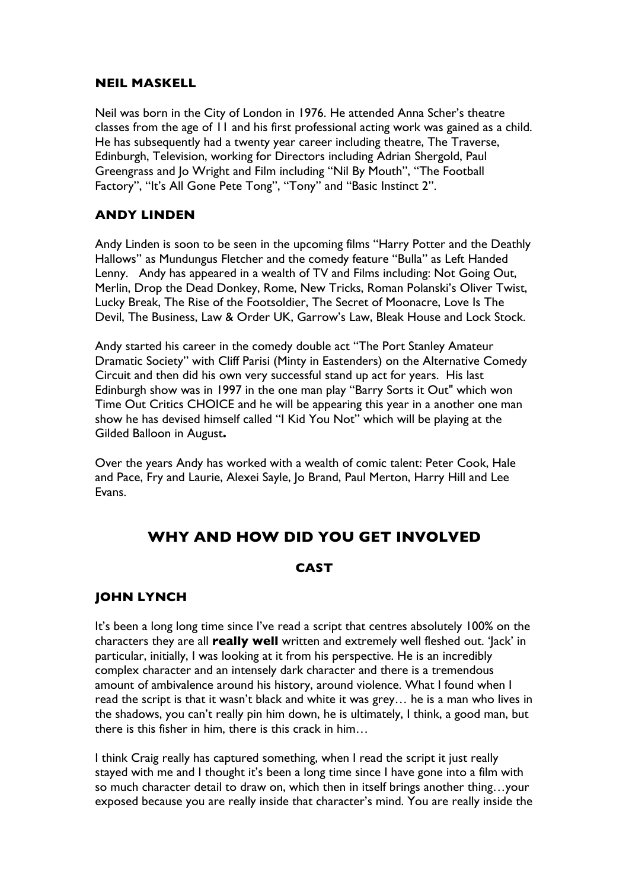### NEIL MASKELL

Neil was born in the City of London in 1976. He attended Anna Scher's theatre classes from the age of 11 and his first professional acting work was gained as a child. He has subsequently had a twenty year career including theatre, The Traverse, Edinburgh, Television, working for Directors including Adrian Shergold, Paul Greengrass and Jo Wright and Film including "Nil By Mouth", "The Football Factory", "It's All Gone Pete Tong", "Tony" and "Basic Instinct 2".

### ANDY LINDEN

Andy Linden is soon to be seen in the upcoming films "Harry Potter and the Deathly Hallows" as Mundungus Fletcher and the comedy feature "Bulla" as Left Handed Lenny. Andy has appeared in a wealth of TV and Films including: Not Going Out, Merlin, Drop the Dead Donkey, Rome, New Tricks, Roman Polanski's Oliver Twist, Lucky Break, The Rise of the Footsoldier, The Secret of Moonacre, Love Is The Devil, The Business, Law & Order UK, Garrow's Law, Bleak House and Lock Stock.

Andy started his career in the comedy double act "The Port Stanley Amateur Dramatic Society" with Cliff Parisi (Minty in Eastenders) on the Alternative Comedy Circuit and then did his own very successful stand up act for years. His last Edinburgh show was in 1997 in the one man play "Barry Sorts it Out" which won Time Out Critics CHOICE and he will be appearing this year in a another one man show he has devised himself called "I Kid You Not" which will be playing at the Gilded Balloon in August**.**

Over the years Andy has worked with a wealth of comic talent: Peter Cook, Hale and Pace, Fry and Laurie, Alexei Sayle, Jo Brand, Paul Merton, Harry Hill and Lee Evans.

## WHY AND HOW DID YOU GET INVOLVED

#### CAST

### JOHN LYNCH

It's been a long long time since I've read a script that centres absolutely 100% on the characters they are all **really well** written and extremely well fleshed out. 'Jack' in particular, initially, I was looking at it from his perspective. He is an incredibly complex character and an intensely dark character and there is a tremendous amount of ambivalence around his history, around violence. What I found when I read the script is that it wasn't black and white it was grey… he is a man who lives in the shadows, you can't really pin him down, he is ultimately, I think, a good man, but there is this fisher in him, there is this crack in him…

I think Craig really has captured something, when I read the script it just really stayed with me and I thought it's been a long time since I have gone into a film with so much character detail to draw on, which then in itself brings another thing…your exposed because you are really inside that character's mind. You are really inside the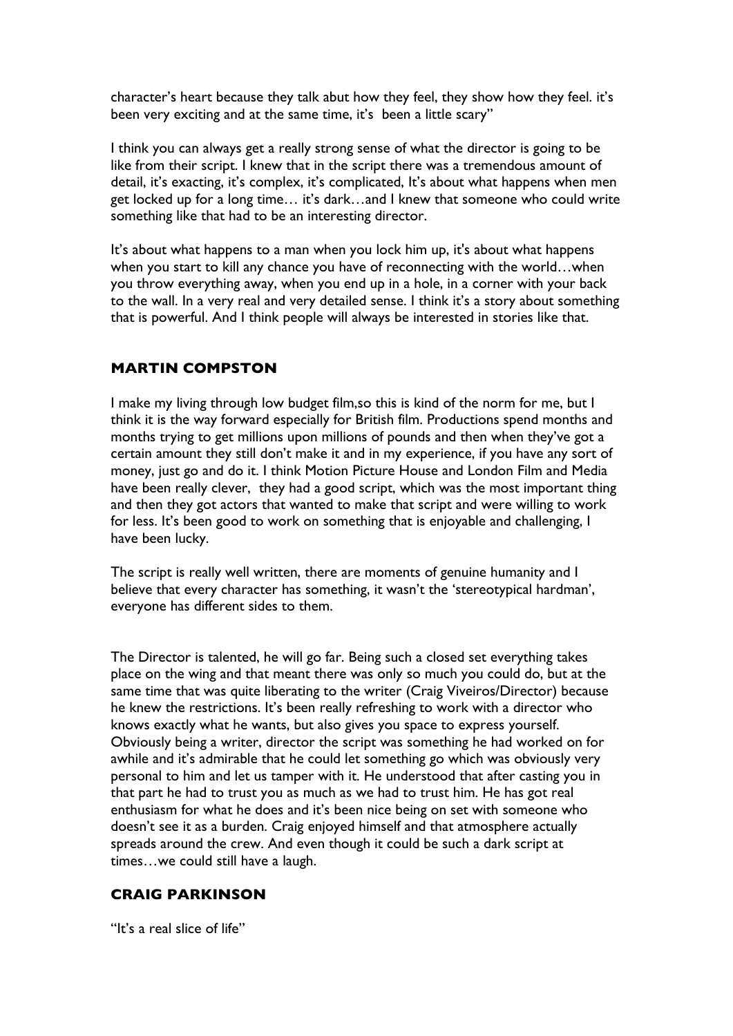character's heart because they talk abut how they feel, they show how they feel. it's been very exciting and at the same time, it's been a little scary"

I think you can always get a really strong sense of what the director is going to be like from their script. I knew that in the script there was a tremendous amount of detail, it's exacting, it's complex, it's complicated, It's about what happens when men get locked up for a long time… it's dark…and I knew that someone who could write something like that had to be an interesting director.

It's about what happens to a man when you lock him up, it's about what happens when you start to kill any chance you have of reconnecting with the world…when you throw everything away, when you end up in a hole, in a corner with your back to the wall. In a very real and very detailed sense. I think it's a story about something that is powerful. And I think people will always be interested in stories like that.

## MARTIN COMPSTON

I make my living through low budget film,so this is kind of the norm for me, but I think it is the way forward especially for British film. Productions spend months and months trying to get millions upon millions of pounds and then when they've got a certain amount they still don't make it and in my experience, if you have any sort of money, just go and do it. I think Motion Picture House and London Film and Media have been really clever, they had a good script, which was the most important thing and then they got actors that wanted to make that script and were willing to work for less. It's been good to work on something that is enjoyable and challenging, I have been lucky.

The script is really well written, there are moments of genuine humanity and I believe that every character has something, it wasn't the 'stereotypical hardman', everyone has different sides to them.

The Director is talented, he will go far. Being such a closed set everything takes place on the wing and that meant there was only so much you could do, but at the same time that was quite liberating to the writer (Craig Viveiros/Director) because he knew the restrictions. It's been really refreshing to work with a director who knows exactly what he wants, but also gives you space to express yourself. Obviously being a writer, director the script was something he had worked on for awhile and it's admirable that he could let something go which was obviously very personal to him and let us tamper with it. He understood that after casting you in that part he had to trust you as much as we had to trust him. He has got real enthusiasm for what he does and it's been nice being on set with someone who doesn't see it as a burden. Craig enjoyed himself and that atmosphere actually spreads around the crew. And even though it could be such a dark script at times…we could still have a laugh.

## CRAIG PARKINSON

"It's a real slice of life"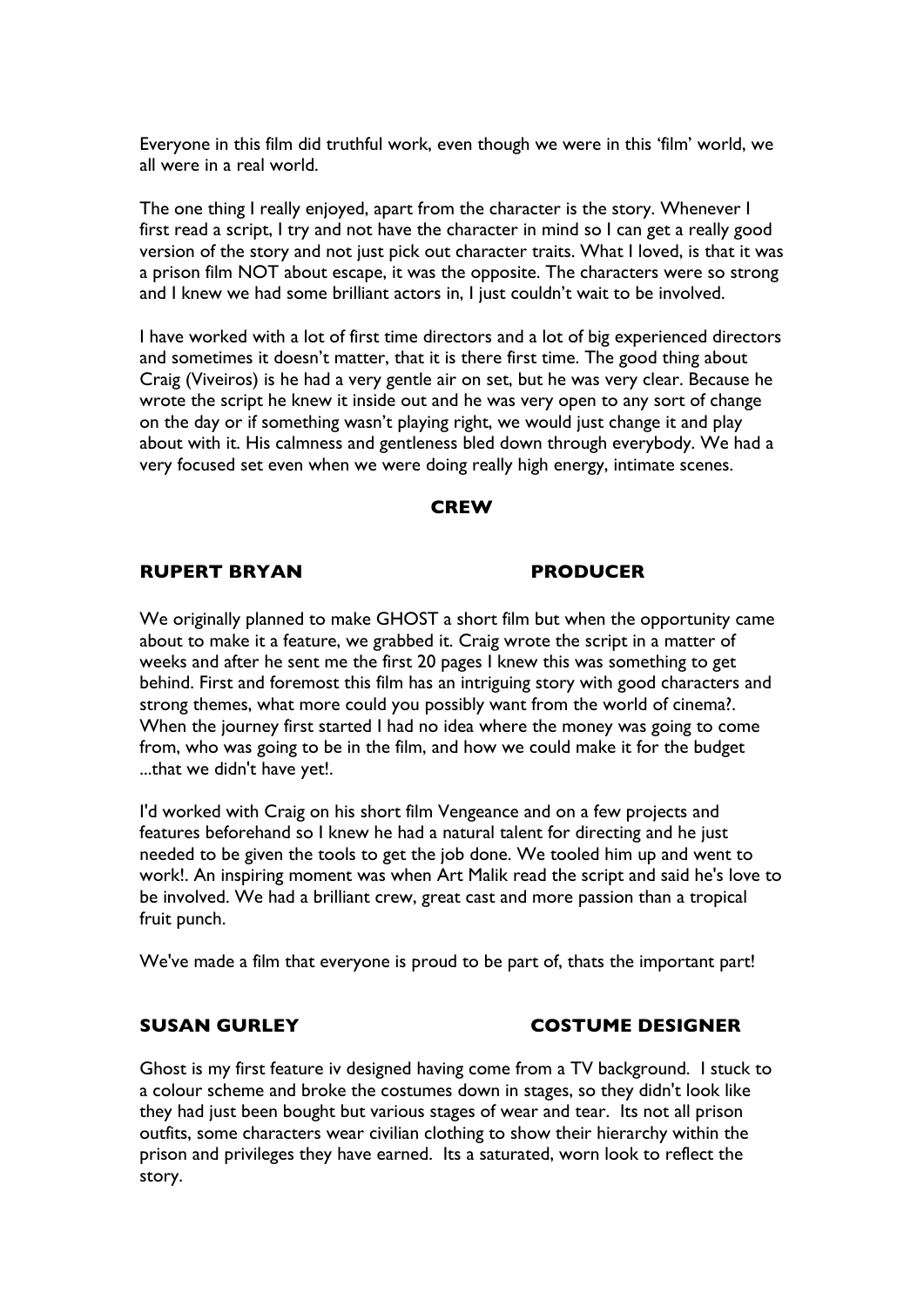Everyone in this film did truthful work, even though we were in this 'film' world, we all were in a real world.

The one thing I really enjoyed, apart from the character is the story. Whenever I first read a script, I try and not have the character in mind so I can get a really good version of the story and not just pick out character traits. What I loved, is that it was a prison film NOT about escape, it was the opposite. The characters were so strong and I knew we had some brilliant actors in, I just couldn't wait to be involved.

I have worked with a lot of first time directors and a lot of big experienced directors and sometimes it doesn't matter, that it is there first time. The good thing about Craig (Viveiros) is he had a very gentle air on set, but he was very clear. Because he wrote the script he knew it inside out and he was very open to any sort of change on the day or if something wasn't playing right, we would just change it and play about with it. His calmness and gentleness bled down through everybody. We had a very focused set even when we were doing really high energy, intimate scenes.

## CREW

### RUPERT BRYAN — PRODUCER

We originally planned to make GHOST a short film but when the opportunity came about to make it a feature, we grabbed it. Craig wrote the script in a matter of weeks and after he sent me the first 20 pages I knew this was something to get behind. First and foremost this film has an intriguing story with good characters and strong themes, what more could you possibly want from the world of cinema?. When the journey first started I had no idea where the money was going to come from, who was going to be in the film, and how we could make it for the budget ...that we didn't have yet!.

I'd worked with Craig on his short film Vengeance and on a few projects and features beforehand so I knew he had a natural talent for directing and he just needed to be given the tools to get the job done. We tooled him up and went to work!. An inspiring moment was when Art Malik read the script and said he's love to be involved. We had a brilliant crew, great cast and more passion than a tropical fruit punch.

We've made a film that everyone is proud to be part of, thats the important part!

### SUSAN GURLEY — COSTUME DESIGNER

Ghost is my first feature iv designed having come from a TV background. I stuck to a colour scheme and broke the costumes down in stages, so they didn't look like they had just been bought but various stages of wear and tear. Its not all prison outfits, some characters wear civilian clothing to show their hierarchy within the prison and privileges they have earned. Its a saturated, worn look to reflect the story.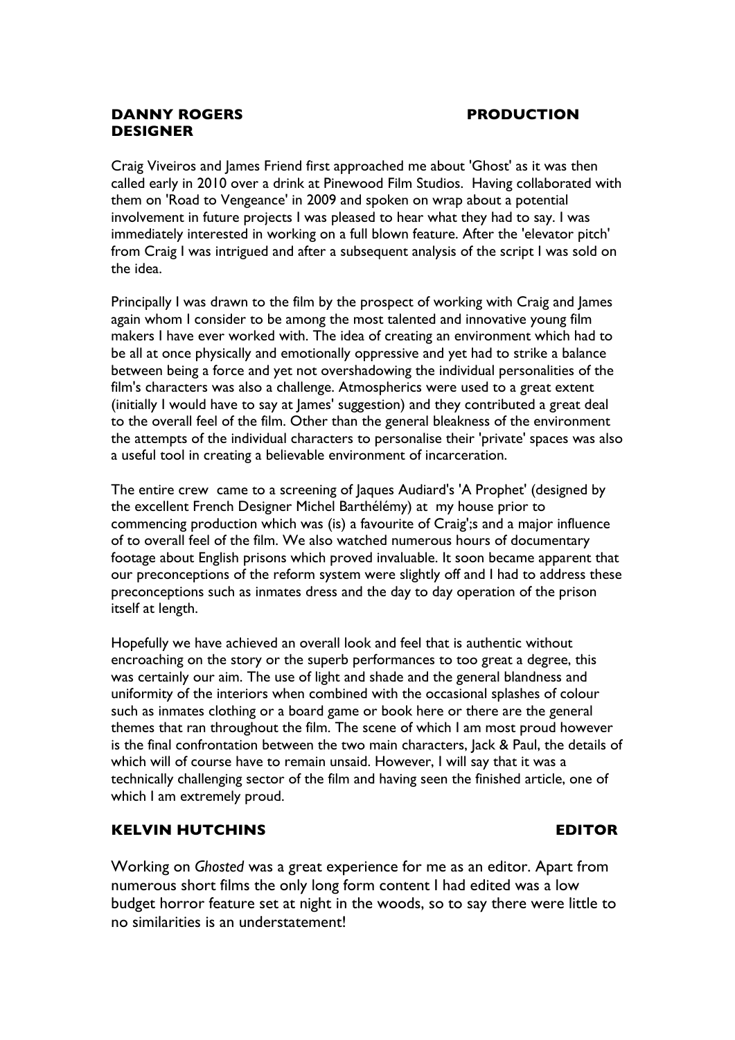**DANNY ROGERS PRODUCTION DESIGNER**

Craig Viveiros and James Friend first approached me about 'Ghost' as it was then called early in 2010 over a drink at Pinewood Film Studios. Having collaborated with them on 'Road to Vengeance' in 2009 and spoken on wrap about a potential involvement in future projects I was pleased to hear what they had to say. I was immediately interested in working on a full blown feature. After the 'elevator pitch' from Craig I was intrigued and after a subsequent analysis of the script I was sold on the idea.

Principally I was drawn to the film by the prospect of working with Craig and James again whom I consider to be among the most talented and innovative young film makers I have ever worked with. The idea of creating an environment which had to be all at once physically and emotionally oppressive and yet had to strike a balance between being a force and yet not overshadowing the individual personalities of the film's characters was also a challenge. Atmospherics were used to a great extent (initially I would have to say at James' suggestion) and they contributed a great deal to the overall feel of the film. Other than the general bleakness of the environment the attempts of the individual characters to personalise their 'private' spaces was also a useful tool in creating a believable environment of incarceration.

The entire crew came to a screening of Jaques Audiard's 'A Prophet' (designed by the excellent French Designer Michel Barthélémy) at my house prior to commencing production which was (is) a favourite of Craig';s and a major influence of to overall feel of the film. We also watched numerous hours of documentary footage about English prisons which proved invaluable. It soon became apparent that our preconceptions of the reform system were slightly off and I had to address these preconceptions such as inmates dress and the day to day operation of the prison itself at length.

Hopefully we have achieved an overall look and feel that is authentic without encroaching on the story or the superb performances to too great a degree, this was certainly our aim. The use of light and shade and the general blandness and uniformity of the interiors when combined with the occasional splashes of colour such as inmates clothing or a board game or book here or there are the general themes that ran throughout the film. The scene of which I am most proud however is the final confrontation between the two main characters, Jack & Paul, the details of which will of course have to remain unsaid. However, I will say that it was a technically challenging sector of the film and having seen the finished article, one of which I am extremely proud.

**KELVIN HUTCHINS EDITOR**

Working on *Ghosted* was a great experience for me as an editor. Apart from numerous short films the only long form content I had edited was a low budget horror feature set at night in the woods, so to say there were little to no similarities is an understatement!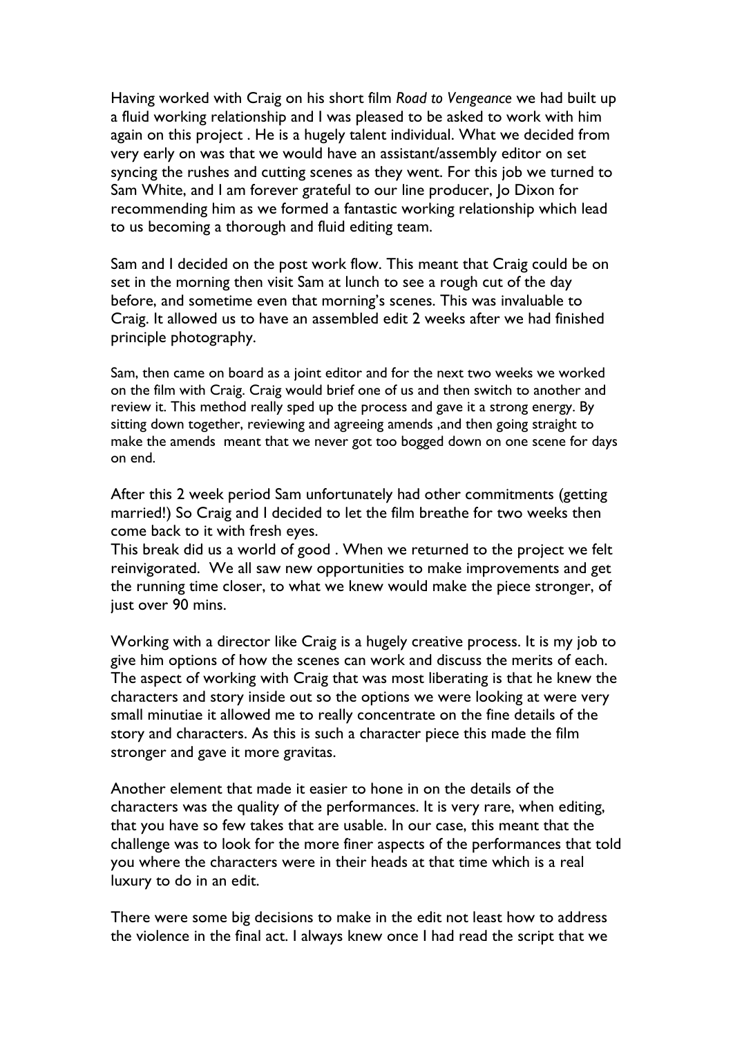Having worked with Craig on his short film *Road to Vengeance* we had built up a fluid working relationship and I was pleased to be asked to work with him again on this project . He is a hugely talent individual. What we decided from very early on was that we would have an assistant/assembly editor on set syncing the rushes and cutting scenes as they went. For this job we turned to Sam White, and I am forever grateful to our line producer, Jo Dixon for recommending him as we formed a fantastic working relationship which lead to us becoming a thorough and fluid editing team.

Sam and I decided on the post work flow. This meant that Craig could be on set in the morning then visit Sam at lunch to see a rough cut of the day before, and sometime even that morning's scenes. This was invaluable to Craig. It allowed us to have an assembled edit 2 weeks after we had finished principle photography.

Sam, then came on board as a joint editor and for the next two weeks we worked on the film with Craig. Craig would brief one of us and then switch to another and review it. This method really sped up the process and gave it a strong energy. By sitting down together, reviewing and agreeing amends ,and then going straight to make the amends meant that we never got too bogged down on one scene for days on end.

After this 2 week period Sam unfortunately had other commitments (getting married!) So Craig and I decided to let the film breathe for two weeks then come back to it with fresh eyes.
This break did us a world of good . When we returned to the project we felt reinvigorated. We all saw new opportunities to make improvements and get the running time closer, to what we knew would make the piece stronger, of just over 90 mins.

Working with a director like Craig is a hugely creative process. It is my job to give him options of how the scenes can work and discuss the merits of each. The aspect of working with Craig that was most liberating is that he knew the characters and story inside out so the options we were looking at were very small minutiae it allowed me to really concentrate on the fine details of the story and characters. As this is such a character piece this made the film stronger and gave it more gravitas.

Another element that made it easier to hone in on the details of the characters was the quality of the performances. It is very rare, when editing, that you have so few takes that are usable. In our case, this meant that the challenge was to look for the more finer aspects of the performances that told you where the characters were in their heads at that time which is a real luxury to do in an edit.

There were some big decisions to make in the edit not least how to address the violence in the final act. I always knew once I had read the script that we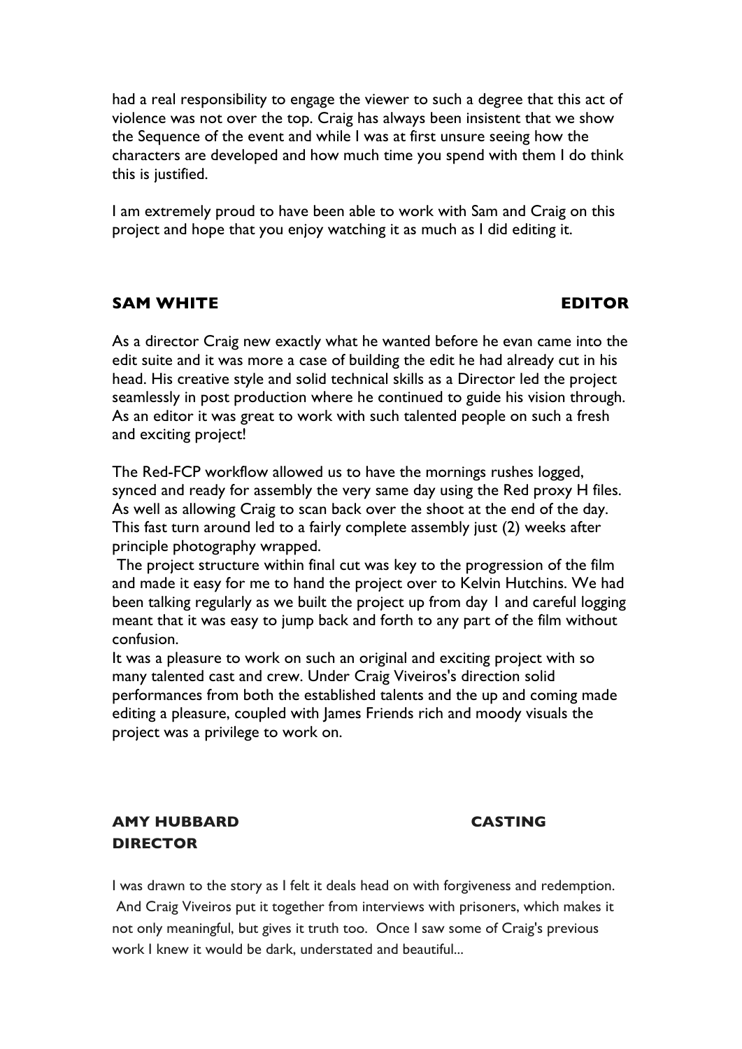had a real responsibility to engage the viewer to such a degree that this act of violence was not over the top. Craig has always been insistent that we show the Sequence of the event and while I was at first unsure seeing how the characters are developed and how much time you spend with them I do think this is justified.

I am extremely proud to have been able to work with Sam and Craig on this project and hope that you enjoy watching it as much as I did editing it.

**SAM WHITE EDITOR**

As a director Craig new exactly what he wanted before he evan came into the edit suite and it was more a case of building the edit he had already cut in his head. His creative style and solid technical skills as a Director led the project seamlessly in post production where he continued to guide his vision through. As an editor it was great to work with such talented people on such a fresh and exciting project!

The Red-FCP workflow allowed us to have the mornings rushes logged, synced and ready for assembly the very same day using the Red proxy H files. As well as allowing Craig to scan back over the shoot at the end of the day. This fast turn around led to a fairly complete assembly just (2) weeks after principle photography wrapped.

The project structure within final cut was key to the progression of the film and made it easy for me to hand the project over to Kelvin Hutchins. We had been talking regularly as we built the project up from day 1 and careful logging meant that it was easy to jump back and forth to any part of the film without confusion.

It was a pleasure to work on such an original and exciting project with so many talented cast and crew. Under Craig Viveiros's direction solid performances from both the established talents and the up and coming made editing a pleasure, coupled with James Friends rich and moody visuals the project was a privilege to work on.

**AMY HUBBARD CASTING DIRECTOR**

I was drawn to the story as I felt it deals head on with forgiveness and redemption. And Craig Viveiros put it together from interviews with prisoners, which makes it not only meaningful, but gives it truth too. Once I saw some of Craig's previous work I knew it would be dark, understated and beautiful...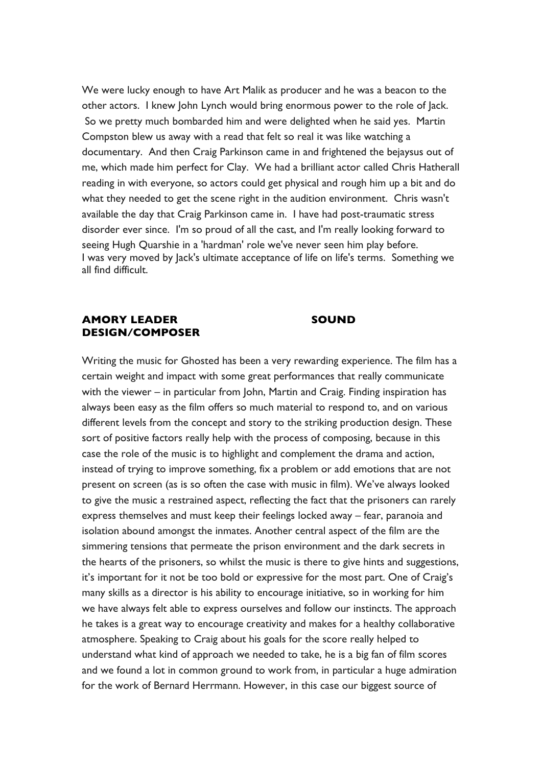We were lucky enough to have Art Malik as producer and he was a beacon to the other actors. I knew John Lynch would bring enormous power to the role of Jack. So we pretty much bombarded him and were delighted when he said yes. Martin Compston blew us away with a read that felt so real it was like watching a documentary. And then Craig Parkinson came in and frightened the bejaysus out of me, which made him perfect for Clay. We had a brilliant actor called Chris Hatherall reading in with everyone, so actors could get physical and rough him up a bit and do what they needed to get the scene right in the audition environment. Chris wasn't available the day that Craig Parkinson came in. I have had post-traumatic stress disorder ever since. I'm so proud of all the cast, and I'm really looking forward to seeing Hugh Quarshie in a 'hardman' role we've never seen him play before. I was very moved by Jack's ultimate acceptance of life on life's terms. Something we all find difficult.

**AMORY LEADER SOUND DESIGN/COMPOSER**

Writing the music for Ghosted has been a very rewarding experience. The film has a certain weight and impact with some great performances that really communicate with the viewer – in particular from John, Martin and Craig. Finding inspiration has always been easy as the film offers so much material to respond to, and on various different levels from the concept and story to the striking production design. These sort of positive factors really help with the process of composing, because in this case the role of the music is to highlight and complement the drama and action, instead of trying to improve something, fix a problem or add emotions that are not present on screen (as is so often the case with music in film). We've always looked to give the music a restrained aspect, reflecting the fact that the prisoners can rarely express themselves and must keep their feelings locked away – fear, paranoia and isolation abound amongst the inmates. Another central aspect of the film are the simmering tensions that permeate the prison environment and the dark secrets in the hearts of the prisoners, so whilst the music is there to give hints and suggestions, it's important for it not be too bold or expressive for the most part. One of Craig's many skills as a director is his ability to encourage initiative, so in working for him we have always felt able to express ourselves and follow our instincts. The approach he takes is a great way to encourage creativity and makes for a healthy collaborative atmosphere. Speaking to Craig about his goals for the score really helped to understand what kind of approach we needed to take, he is a big fan of film scores and we found a lot in common ground to work from, in particular a huge admiration for the work of Bernard Herrmann. However, in this case our biggest source of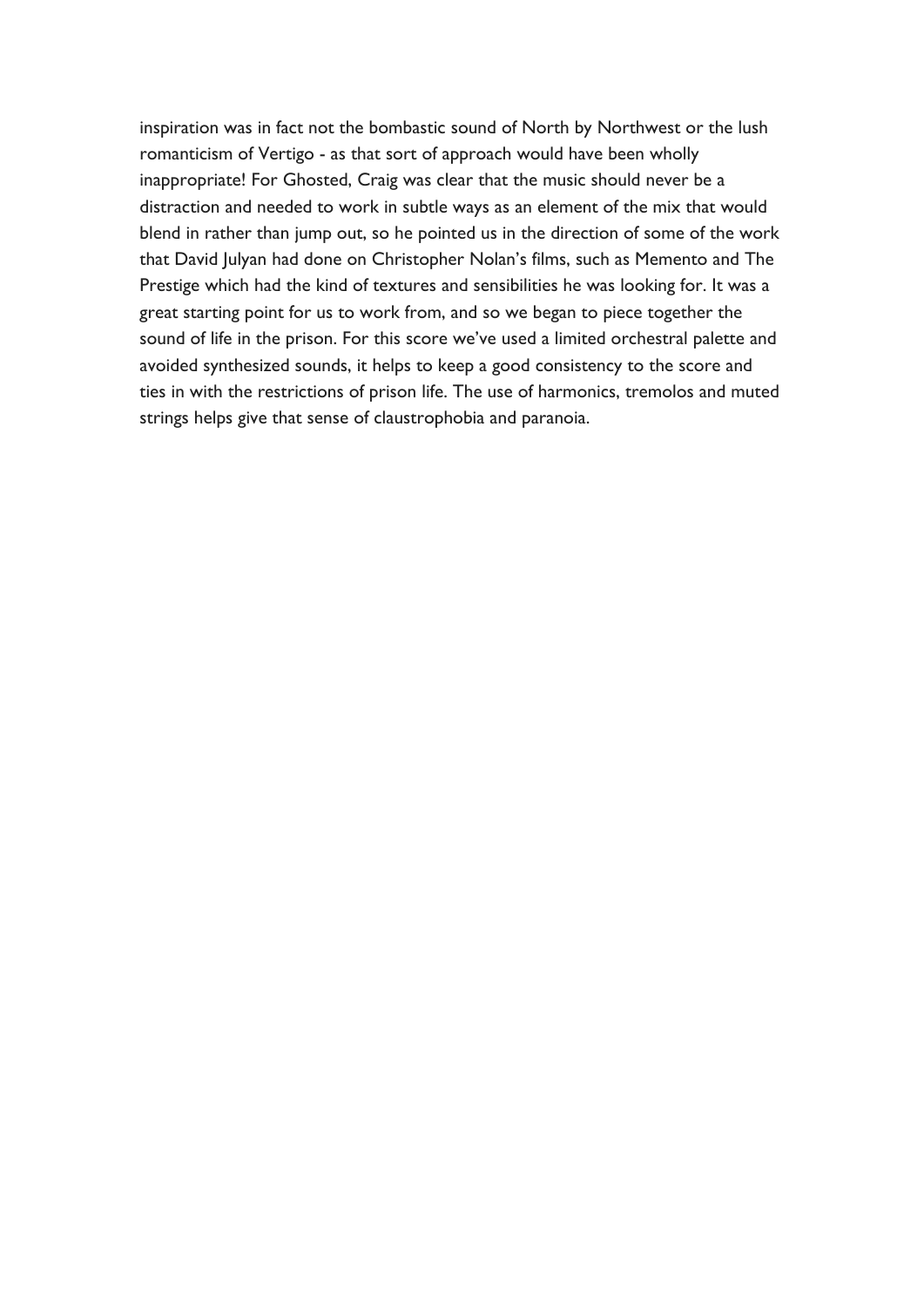inspiration was in fact not the bombastic sound of North by Northwest or the lush romanticism of Vertigo - as that sort of approach would have been wholly inappropriate! For Ghosted, Craig was clear that the music should never be a distraction and needed to work in subtle ways as an element of the mix that would blend in rather than jump out, so he pointed us in the direction of some of the work that David Julyan had done on Christopher Nolan's films, such as Memento and The Prestige which had the kind of textures and sensibilities he was looking for. It was a great starting point for us to work from, and so we began to piece together the sound of life in the prison. For this score we've used a limited orchestral palette and avoided synthesized sounds, it helps to keep a good consistency to the score and ties in with the restrictions of prison life. The use of harmonics, tremolos and muted strings helps give that sense of claustrophobia and paranoia.